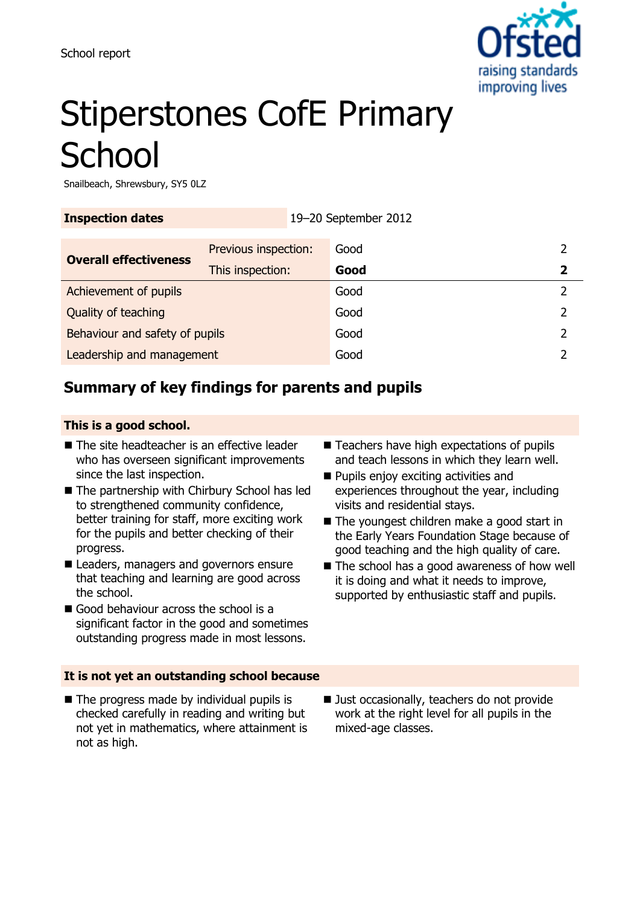School report

# Stiperstones CofE Primary School

Snailbeach, Shrewsbury, SY5 0LZ

| **Inspection dates** | 19–20 September 2012 | |
|---|---|---|

| | | | |
|---|---|---|---|
| **Overall effectiveness** | Previous inspection: | Good | 2 |
| | This inspection: | **Good** | **2** |
| Achievement of pupils | | Good | 2 |
| Quality of teaching | | Good | 2 |
| Behaviour and safety of pupils | | Good | 2 |
| Leadership and management | | Good | 2 |

## Summary of key findings for parents and pupils

### This is a good school.

- The site headteacher is an effective leader who has overseen significant improvements since the last inspection.
- The partnership with Chirbury School has led to strengthened community confidence, better training for staff, more exciting work for the pupils and better checking of their progress.
- Leaders, managers and governors ensure that teaching and learning are good across the school.
- Good behaviour across the school is a significant factor in the good and sometimes outstanding progress made in most lessons.
- Teachers have high expectations of pupils and teach lessons in which they learn well.
- Pupils enjoy exciting activities and experiences throughout the year, including visits and residential stays.
- The youngest children make a good start in the Early Years Foundation Stage because of good teaching and the high quality of care.
- The school has a good awareness of how well it is doing and what it needs to improve, supported by enthusiastic staff and pupils.

### It is not yet an outstanding school because

- The progress made by individual pupils is checked carefully in reading and writing but not yet in mathematics, where attainment is not as high.
- Just occasionally, teachers do not provide work at the right level for all pupils in the mixed-age classes.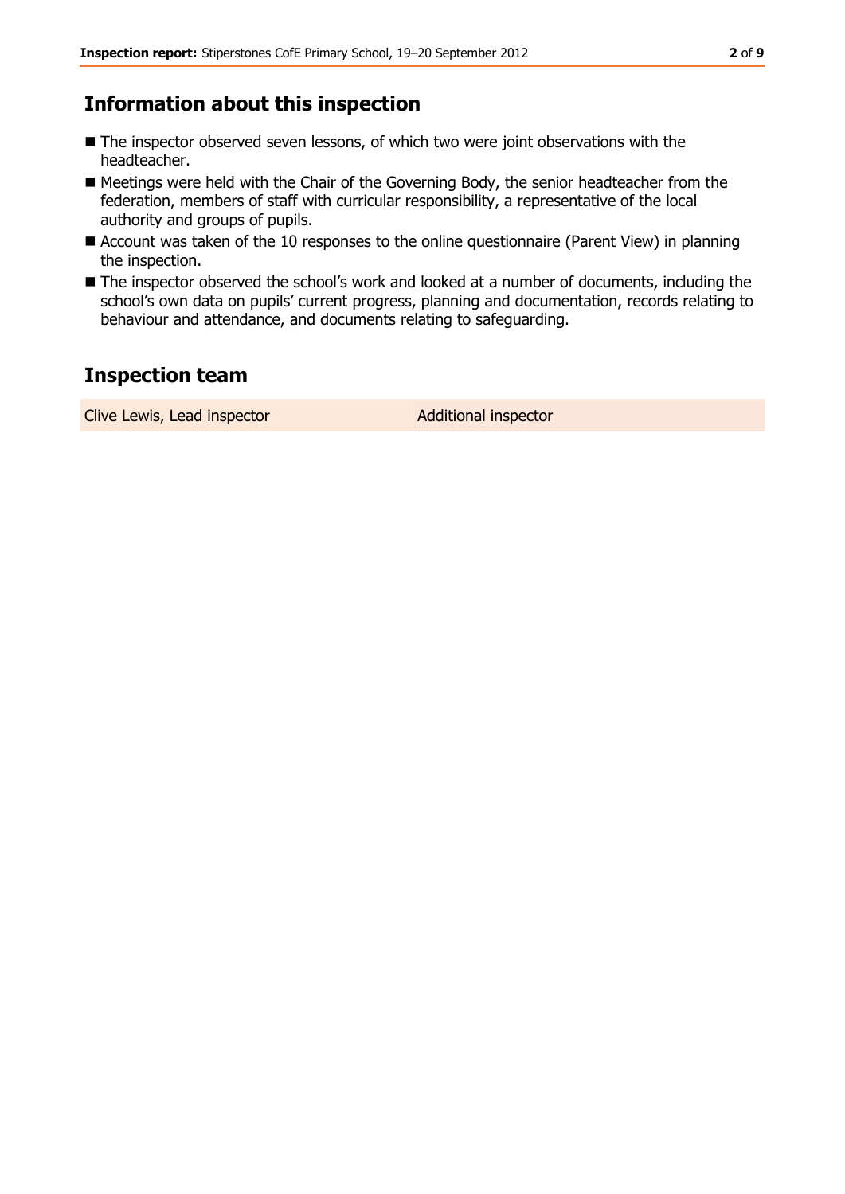## Information about this inspection

- The inspector observed seven lessons, of which two were joint observations with the headteacher.
- Meetings were held with the Chair of the Governing Body, the senior headteacher from the federation, members of staff with curricular responsibility, a representative of the local authority and groups of pupils.
- Account was taken of the 10 responses to the online questionnaire (Parent View) in planning the inspection.
- The inspector observed the school's work and looked at a number of documents, including the school's own data on pupils' current progress, planning and documentation, records relating to behaviour and attendance, and documents relating to safeguarding.

## Inspection team

| | |
|---|---|
| Clive Lewis, Lead inspector | Additional inspector |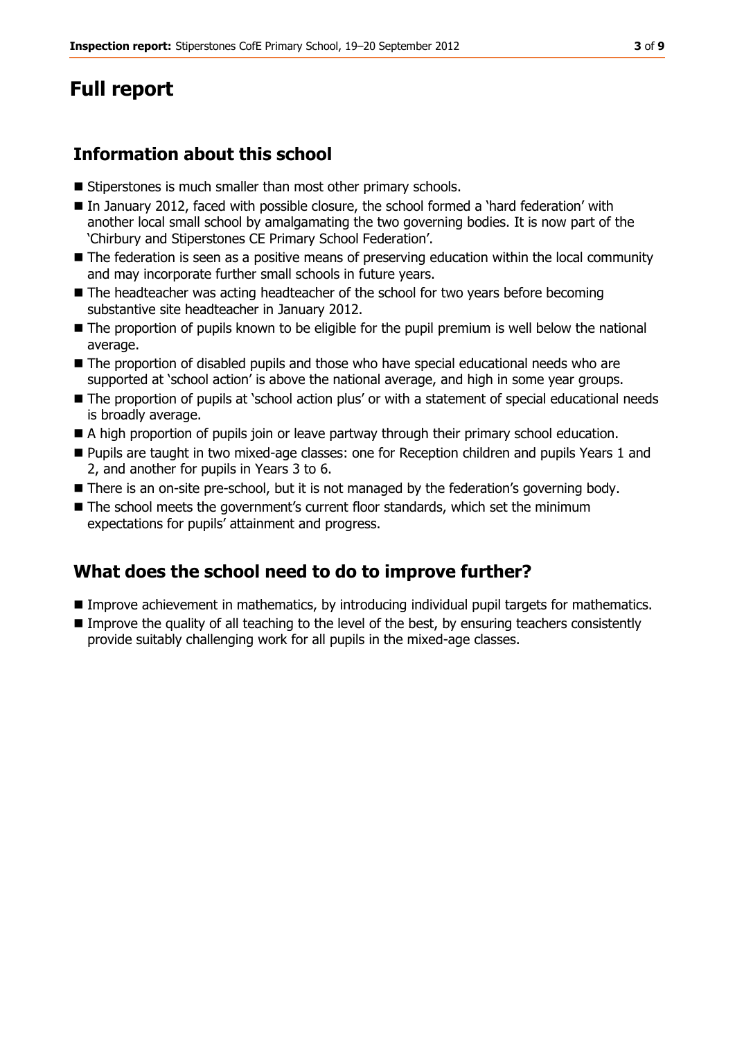# Full report

## Information about this school

- Stiperstones is much smaller than most other primary schools.
- In January 2012, faced with possible closure, the school formed a 'hard federation' with another local small school by amalgamating the two governing bodies. It is now part of the 'Chirbury and Stiperstones CE Primary School Federation'.
- The federation is seen as a positive means of preserving education within the local community and may incorporate further small schools in future years.
- The headteacher was acting headteacher of the school for two years before becoming substantive site headteacher in January 2012.
- The proportion of pupils known to be eligible for the pupil premium is well below the national average.
- The proportion of disabled pupils and those who have special educational needs who are supported at 'school action' is above the national average, and high in some year groups.
- The proportion of pupils at 'school action plus' or with a statement of special educational needs is broadly average.
- A high proportion of pupils join or leave partway through their primary school education.
- Pupils are taught in two mixed-age classes: one for Reception children and pupils Years 1 and 2, and another for pupils in Years 3 to 6.
- There is an on-site pre-school, but it is not managed by the federation's governing body.
- The school meets the government's current floor standards, which set the minimum expectations for pupils' attainment and progress.

## What does the school need to do to improve further?

- Improve achievement in mathematics, by introducing individual pupil targets for mathematics.
- Improve the quality of all teaching to the level of the best, by ensuring teachers consistently provide suitably challenging work for all pupils in the mixed-age classes.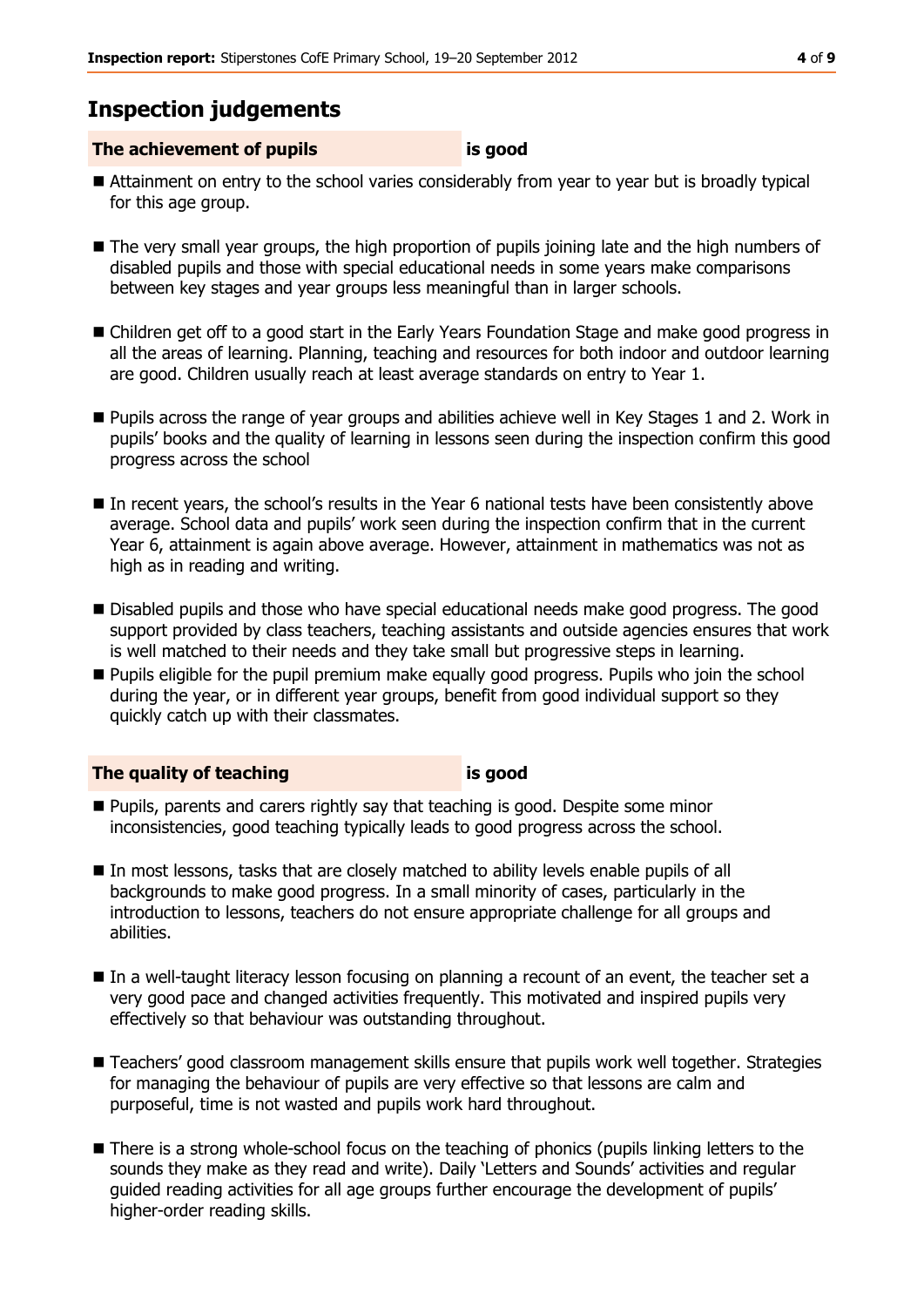## Inspection judgements

### The achievement of pupils is good

- Attainment on entry to the school varies considerably from year to year but is broadly typical for this age group.
- The very small year groups, the high proportion of pupils joining late and the high numbers of disabled pupils and those with special educational needs in some years make comparisons between key stages and year groups less meaningful than in larger schools.
- Children get off to a good start in the Early Years Foundation Stage and make good progress in all the areas of learning. Planning, teaching and resources for both indoor and outdoor learning are good. Children usually reach at least average standards on entry to Year 1.
- Pupils across the range of year groups and abilities achieve well in Key Stages 1 and 2. Work in pupils' books and the quality of learning in lessons seen during the inspection confirm this good progress across the school
- In recent years, the school's results in the Year 6 national tests have been consistently above average. School data and pupils' work seen during the inspection confirm that in the current Year 6, attainment is again above average. However, attainment in mathematics was not as high as in reading and writing.
- Disabled pupils and those who have special educational needs make good progress. The good support provided by class teachers, teaching assistants and outside agencies ensures that work is well matched to their needs and they take small but progressive steps in learning.
- Pupils eligible for the pupil premium make equally good progress. Pupils who join the school during the year, or in different year groups, benefit from good individual support so they quickly catch up with their classmates.

### The quality of teaching is good

- Pupils, parents and carers rightly say that teaching is good. Despite some minor inconsistencies, good teaching typically leads to good progress across the school.
- In most lessons, tasks that are closely matched to ability levels enable pupils of all backgrounds to make good progress. In a small minority of cases, particularly in the introduction to lessons, teachers do not ensure appropriate challenge for all groups and abilities.
- In a well-taught literacy lesson focusing on planning a recount of an event, the teacher set a very good pace and changed activities frequently. This motivated and inspired pupils very effectively so that behaviour was outstanding throughout.
- Teachers' good classroom management skills ensure that pupils work well together. Strategies for managing the behaviour of pupils are very effective so that lessons are calm and purposeful, time is not wasted and pupils work hard throughout.
- There is a strong whole-school focus on the teaching of phonics (pupils linking letters to the sounds they make as they read and write). Daily 'Letters and Sounds' activities and regular guided reading activities for all age groups further encourage the development of pupils' higher-order reading skills.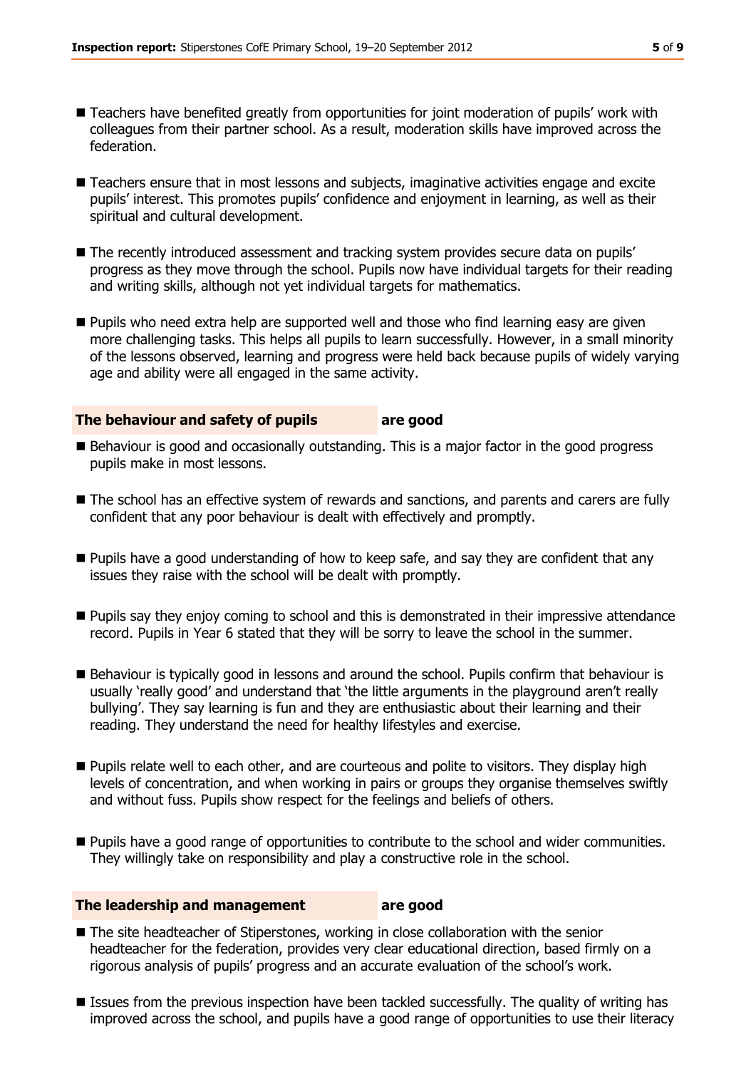- Teachers have benefited greatly from opportunities for joint moderation of pupils' work with colleagues from their partner school. As a result, moderation skills have improved across the federation.
- Teachers ensure that in most lessons and subjects, imaginative activities engage and excite pupils' interest. This promotes pupils' confidence and enjoyment in learning, as well as their spiritual and cultural development.
- The recently introduced assessment and tracking system provides secure data on pupils' progress as they move through the school. Pupils now have individual targets for their reading and writing skills, although not yet individual targets for mathematics.
- Pupils who need extra help are supported well and those who find learning easy are given more challenging tasks. This helps all pupils to learn successfully. However, in a small minority of the lessons observed, learning and progress were held back because pupils of widely varying age and ability were all engaged in the same activity.

### The behaviour and safety of pupils — are good

- Behaviour is good and occasionally outstanding. This is a major factor in the good progress pupils make in most lessons.
- The school has an effective system of rewards and sanctions, and parents and carers are fully confident that any poor behaviour is dealt with effectively and promptly.
- Pupils have a good understanding of how to keep safe, and say they are confident that any issues they raise with the school will be dealt with promptly.
- Pupils say they enjoy coming to school and this is demonstrated in their impressive attendance record. Pupils in Year 6 stated that they will be sorry to leave the school in the summer.
- Behaviour is typically good in lessons and around the school. Pupils confirm that behaviour is usually 'really good' and understand that 'the little arguments in the playground aren't really bullying'. They say learning is fun and they are enthusiastic about their learning and their reading. They understand the need for healthy lifestyles and exercise.
- Pupils relate well to each other, and are courteous and polite to visitors. They display high levels of concentration, and when working in pairs or groups they organise themselves swiftly and without fuss. Pupils show respect for the feelings and beliefs of others.
- Pupils have a good range of opportunities to contribute to the school and wider communities. They willingly take on responsibility and play a constructive role in the school.

### The leadership and management — are good

- The site headteacher of Stiperstones, working in close collaboration with the senior headteacher for the federation, provides very clear educational direction, based firmly on a rigorous analysis of pupils' progress and an accurate evaluation of the school's work.
- Issues from the previous inspection have been tackled successfully. The quality of writing has improved across the school, and pupils have a good range of opportunities to use their literacy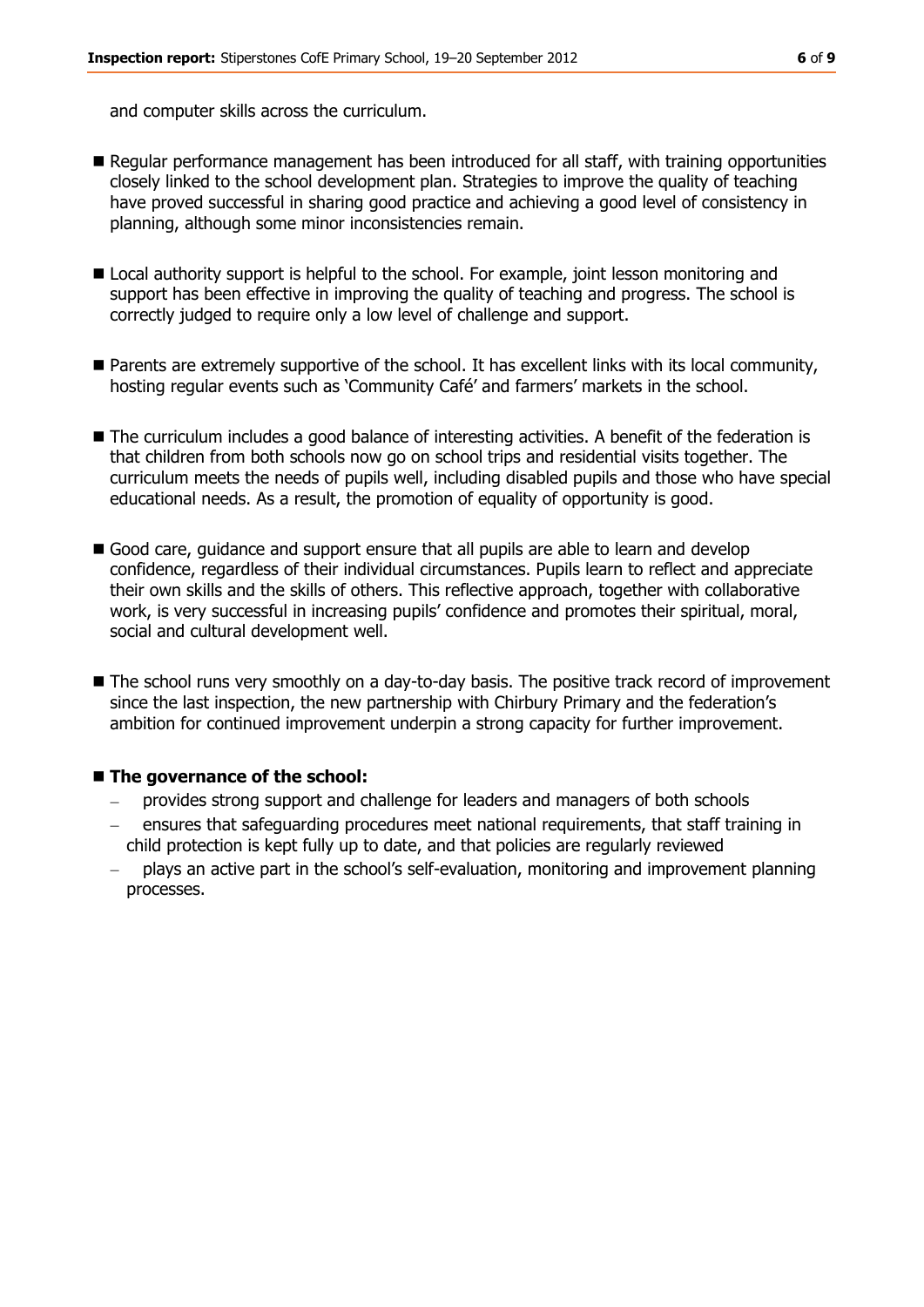and computer skills across the curriculum.

- Regular performance management has been introduced for all staff, with training opportunities closely linked to the school development plan. Strategies to improve the quality of teaching have proved successful in sharing good practice and achieving a good level of consistency in planning, although some minor inconsistencies remain.

- Local authority support is helpful to the school. For example, joint lesson monitoring and support has been effective in improving the quality of teaching and progress. The school is correctly judged to require only a low level of challenge and support.

- Parents are extremely supportive of the school. It has excellent links with its local community, hosting regular events such as 'Community Café' and farmers' markets in the school.

- The curriculum includes a good balance of interesting activities. A benefit of the federation is that children from both schools now go on school trips and residential visits together. The curriculum meets the needs of pupils well, including disabled pupils and those who have special educational needs. As a result, the promotion of equality of opportunity is good.

- Good care, guidance and support ensure that all pupils are able to learn and develop confidence, regardless of their individual circumstances. Pupils learn to reflect and appreciate their own skills and the skills of others. This reflective approach, together with collaborative work, is very successful in increasing pupils' confidence and promotes their spiritual, moral, social and cultural development well.

- The school runs very smoothly on a day-to-day basis. The positive track record of improvement since the last inspection, the new partnership with Chirbury Primary and the federation's ambition for continued improvement underpin a strong capacity for further improvement.

- **The governance of the school:**
  - provides strong support and challenge for leaders and managers of both schools
  - ensures that safeguarding procedures meet national requirements, that staff training in child protection is kept fully up to date, and that policies are regularly reviewed
  - plays an active part in the school's self-evaluation, monitoring and improvement planning processes.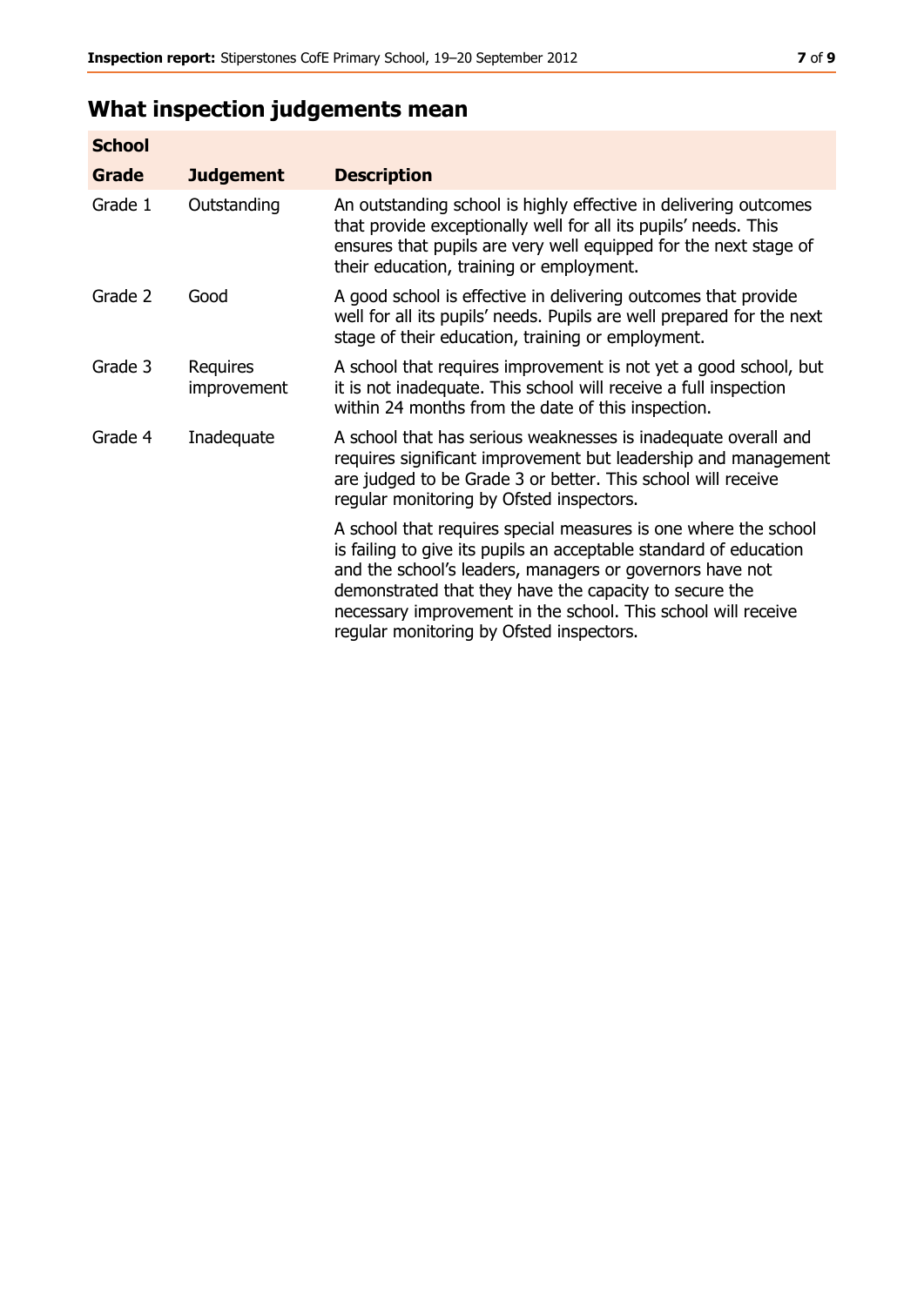## What inspection judgements mean

| School | | |
|---|---|---|
| **Grade** | **Judgement** | **Description** |
| Grade 1 | Outstanding | An outstanding school is highly effective in delivering outcomes that provide exceptionally well for all its pupils' needs. This ensures that pupils are very well equipped for the next stage of their education, training or employment. |
| Grade 2 | Good | A good school is effective in delivering outcomes that provide well for all its pupils' needs. Pupils are well prepared for the next stage of their education, training or employment. |
| Grade 3 | Requires improvement | A school that requires improvement is not yet a good school, but it is not inadequate. This school will receive a full inspection within 24 months from the date of this inspection. |
| Grade 4 | Inadequate | A school that has serious weaknesses is inadequate overall and requires significant improvement but leadership and management are judged to be Grade 3 or better. This school will receive regular monitoring by Ofsted inspectors. |
| | | A school that requires special measures is one where the school is failing to give its pupils an acceptable standard of education and the school's leaders, managers or governors have not demonstrated that they have the capacity to secure the necessary improvement in the school. This school will receive regular monitoring by Ofsted inspectors. |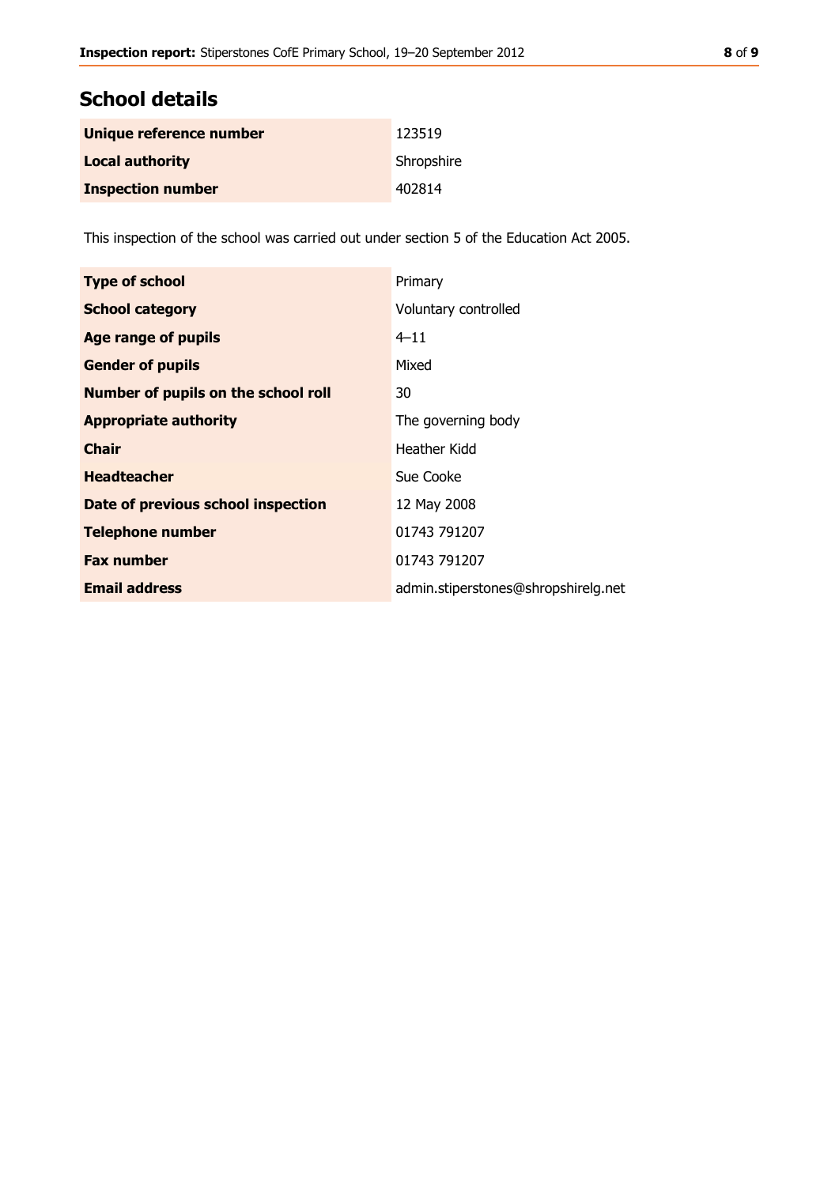## School details

| | |
|---|---|
| **Unique reference number** | 123519 |
| **Local authority** | Shropshire |
| **Inspection number** | 402814 |

This inspection of the school was carried out under section 5 of the Education Act 2005.

| | |
|---|---|
| **Type of school** | Primary |
| **School category** | Voluntary controlled |
| **Age range of pupils** | 4–11 |
| **Gender of pupils** | Mixed |
| **Number of pupils on the school roll** | 30 |
| **Appropriate authority** | The governing body |
| **Chair** | Heather Kidd |
| **Headteacher** | Sue Cooke |
| **Date of previous school inspection** | 12 May 2008 |
| **Telephone number** | 01743 791207 |
| **Fax number** | 01743 791207 |
| **Email address** | admin.stiperstones@shropshirelg.net |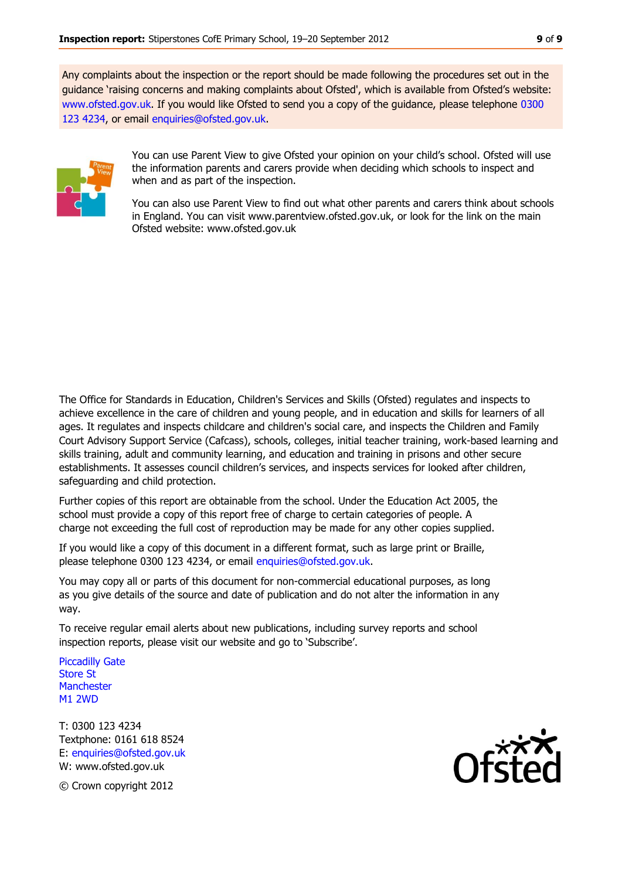Any complaints about the inspection or the report should be made following the procedures set out in the guidance 'raising concerns and making complaints about Ofsted', which is available from Ofsted's website: www.ofsted.gov.uk. If you would like Ofsted to send you a copy of the guidance, please telephone 0300 123 4234, or email enquiries@ofsted.gov.uk.

You can use Parent View to give Ofsted your opinion on your child's school. Ofsted will use the information parents and carers provide when deciding which schools to inspect and when and as part of the inspection.

You can also use Parent View to find out what other parents and carers think about schools in England. You can visit www.parentview.ofsted.gov.uk, or look for the link on the main Ofsted website: www.ofsted.gov.uk

The Office for Standards in Education, Children's Services and Skills (Ofsted) regulates and inspects to achieve excellence in the care of children and young people, and in education and skills for learners of all ages. It regulates and inspects childcare and children's social care, and inspects the Children and Family Court Advisory Support Service (Cafcass), schools, colleges, initial teacher training, work-based learning and skills training, adult and community learning, and education and training in prisons and other secure establishments. It assesses council children's services, and inspects services for looked after children, safeguarding and child protection.

Further copies of this report are obtainable from the school. Under the Education Act 2005, the school must provide a copy of this report free of charge to certain categories of people. A charge not exceeding the full cost of reproduction may be made for any other copies supplied.

If you would like a copy of this document in a different format, such as large print or Braille, please telephone 0300 123 4234, or email enquiries@ofsted.gov.uk.

You may copy all or parts of this document for non-commercial educational purposes, as long as you give details of the source and date of publication and do not alter the information in any way.

To receive regular email alerts about new publications, including survey reports and school inspection reports, please visit our website and go to 'Subscribe'.

Piccadilly Gate
Store St
Manchester
M1 2WD

T: 0300 123 4234
Textphone: 0161 618 8524
E: enquiries@ofsted.gov.uk
W: www.ofsted.gov.uk

© Crown copyright 2012